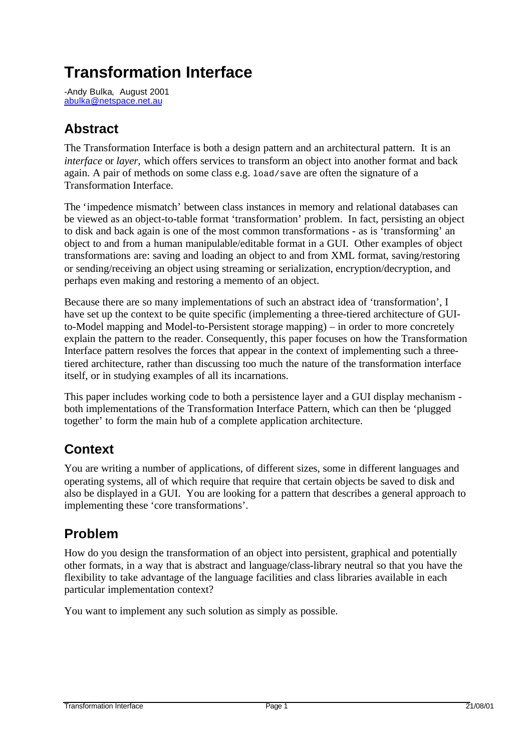# Transformation Interface

-Andy Bulka, August 2001
abulka@netspace.net.au

## Abstract

The Transformation Interface is both a design pattern and an architectural pattern. It is an *interface* or *layer,* which offers services to transform an object into another format and back again. A pair of methods on some class e.g. `load/save` are often the signature of a Transformation Interface.

The 'impedence mismatch' between class instances in memory and relational databases can be viewed as an object-to-table format 'transformation' problem. In fact, persisting an object to disk and back again is one of the most common transformations - as is 'transforming' an object to and from a human manipulable/editable format in a GUI. Other examples of object transformations are: saving and loading an object to and from XML format, saving/restoring or sending/receiving an object using streaming or serialization, encryption/decryption, and perhaps even making and restoring a memento of an object.

Because there are so many implementations of such an abstract idea of 'transformation', I have set up the context to be quite specific (implementing a three-tiered architecture of GUI-to-Model mapping and Model-to-Persistent storage mapping) – in order to more concretely explain the pattern to the reader. Consequently, this paper focuses on how the Transformation Interface pattern resolves the forces that appear in the context of implementing such a three-tiered architecture, rather than discussing too much the nature of the transformation interface itself, or in studying examples of all its incarnations.

This paper includes working code to both a persistence layer and a GUI display mechanism - both implementations of the Transformation Interface Pattern, which can then be 'plugged together' to form the main hub of a complete application architecture.

## Context

You are writing a number of applications, of different sizes, some in different languages and operating systems, all of which require that require that certain objects be saved to disk and also be displayed in a GUI. You are looking for a pattern that describes a general approach to implementing these 'core transformations'.

## Problem

How do you design the transformation of an object into persistent, graphical and potentially other formats, in a way that is abstract and language/class-library neutral so that you have the flexibility to take advantage of the language facilities and class libraries available in each particular implementation context?

You want to implement any such solution as simply as possible.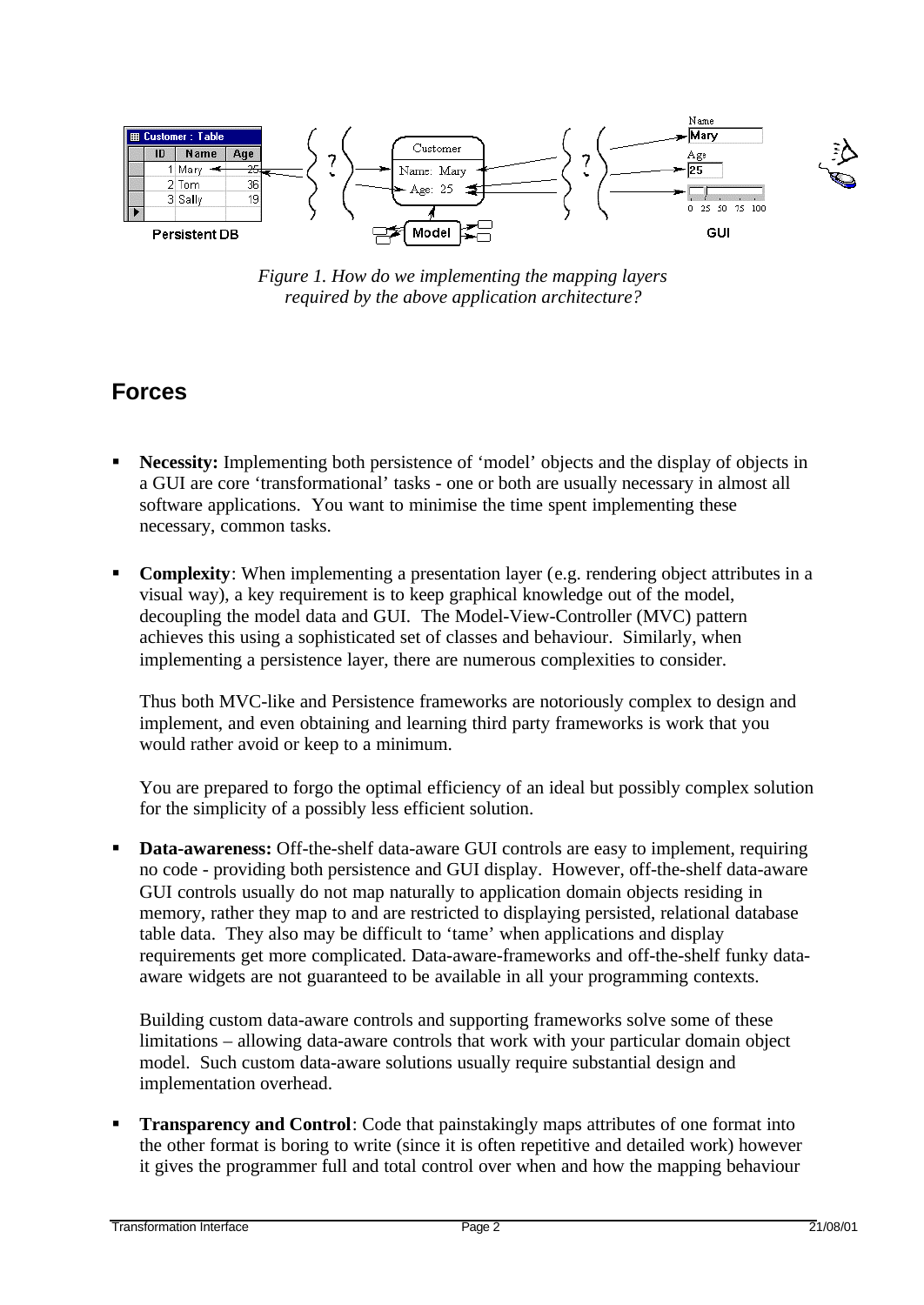*Figure 1. How do we implementing the mapping layers required by the above application architecture?*

## Forces

- **Necessity:** Implementing both persistence of 'model' objects and the display of objects in a GUI are core 'transformational' tasks - one or both are usually necessary in almost all software applications. You want to minimise the time spent implementing these necessary, common tasks.

- **Complexity**: When implementing a presentation layer (e.g. rendering object attributes in a visual way), a key requirement is to keep graphical knowledge out of the model, decoupling the model data and GUI. The Model-View-Controller (MVC) pattern achieves this using a sophisticated set of classes and behaviour. Similarly, when implementing a persistence layer, there are numerous complexities to consider.

  Thus both MVC-like and Persistence frameworks are notoriously complex to design and implement, and even obtaining and learning third party frameworks is work that you would rather avoid or keep to a minimum.

  You are prepared to forgo the optimal efficiency of an ideal but possibly complex solution for the simplicity of a possibly less efficient solution.

- **Data-awareness:** Off-the-shelf data-aware GUI controls are easy to implement, requiring no code - providing both persistence and GUI display. However, off-the-shelf data-aware GUI controls usually do not map naturally to application domain objects residing in memory, rather they map to and are restricted to displaying persisted, relational database table data. They also may be difficult to 'tame' when applications and display requirements get more complicated. Data-aware-frameworks and off-the-shelf funky data-aware widgets are not guaranteed to be available in all your programming contexts.

  Building custom data-aware controls and supporting frameworks solve some of these limitations – allowing data-aware controls that work with your particular domain object model. Such custom data-aware solutions usually require substantial design and implementation overhead.

- **Transparency and Control**: Code that painstakingly maps attributes of one format into the other format is boring to write (since it is often repetitive and detailed work) however it gives the programmer full and total control over when and how the mapping behaviour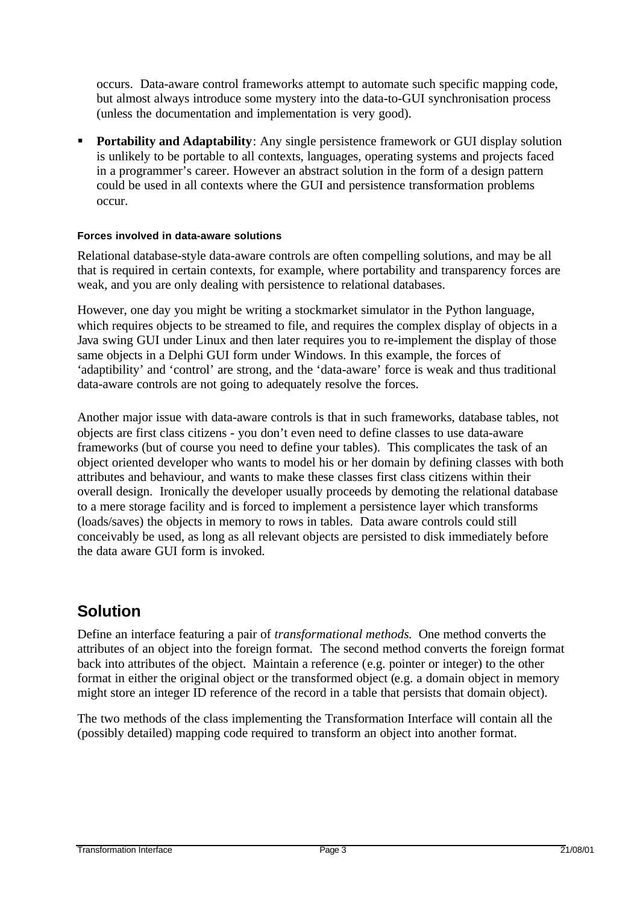occurs. Data-aware control frameworks attempt to automate such specific mapping code, but almost always introduce some mystery into the data-to-GUI synchronisation process (unless the documentation and implementation is very good).

- **Portability and Adaptability**: Any single persistence framework or GUI display solution is unlikely to be portable to all contexts, languages, operating systems and projects faced in a programmer's career. However an abstract solution in the form of a design pattern could be used in all contexts where the GUI and persistence transformation problems occur.

#### Forces involved in data-aware solutions

Relational database-style data-aware controls are often compelling solutions, and may be all that is required in certain contexts, for example, where portability and transparency forces are weak, and you are only dealing with persistence to relational databases.

However, one day you might be writing a stockmarket simulator in the Python language, which requires objects to be streamed to file, and requires the complex display of objects in a Java swing GUI under Linux and then later requires you to re-implement the display of those same objects in a Delphi GUI form under Windows. In this example, the forces of 'adaptibility' and 'control' are strong, and the 'data-aware' force is weak and thus traditional data-aware controls are not going to adequately resolve the forces.

Another major issue with data-aware controls is that in such frameworks, database tables, not objects are first class citizens - you don't even need to define classes to use data-aware frameworks (but of course you need to define your tables). This complicates the task of an object oriented developer who wants to model his or her domain by defining classes with both attributes and behaviour, and wants to make these classes first class citizens within their overall design. Ironically the developer usually proceeds by demoting the relational database to a mere storage facility and is forced to implement a persistence layer which transforms (loads/saves) the objects in memory to rows in tables. Data aware controls could still conceivably be used, as long as all relevant objects are persisted to disk immediately before the data aware GUI form is invoked.

## Solution

Define an interface featuring a pair of *transformational methods.* One method converts the attributes of an object into the foreign format. The second method converts the foreign format back into attributes of the object. Maintain a reference (e.g. pointer or integer) to the other format in either the original object or the transformed object (e.g. a domain object in memory might store an integer ID reference of the record in a table that persists that domain object).

The two methods of the class implementing the Transformation Interface will contain all the (possibly detailed) mapping code required to transform an object into another format.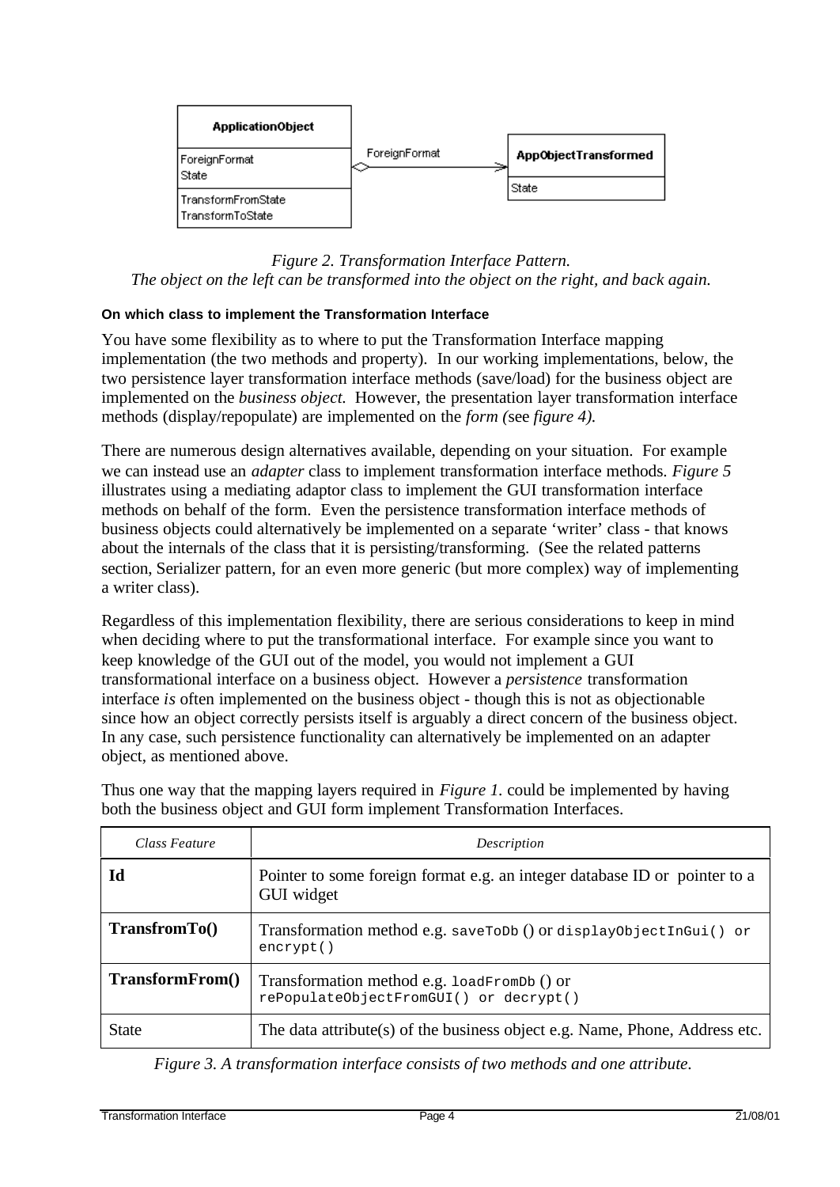*Figure 2. Transformation Interface Pattern.*
*The object on the left can be transformed into the object on the right, and back again.*

#### On which class to implement the Transformation Interface

You have some flexibility as to where to put the Transformation Interface mapping implementation (the two methods and property). In our working implementations, below, the two persistence layer transformation interface methods (save/load) for the business object are implemented on the *business object.* However, the presentation layer transformation interface methods (display/repopulate) are implemented on the *form (*see *figure 4).*

There are numerous design alternatives available, depending on your situation. For example we can instead use an *adapter* class to implement transformation interface methods. *Figure 5* illustrates using a mediating adaptor class to implement the GUI transformation interface methods on behalf of the form. Even the persistence transformation interface methods of business objects could alternatively be implemented on a separate 'writer' class - that knows about the internals of the class that it is persisting/transforming. (See the related patterns section, Serializer pattern, for an even more generic (but more complex) way of implementing a writer class).

Regardless of this implementation flexibility, there are serious considerations to keep in mind when deciding where to put the transformational interface. For example since you want to keep knowledge of the GUI out of the model, you would not implement a GUI transformational interface on a business object. However a *persistence* transformation interface *is* often implemented on the business object - though this is not as objectionable since how an object correctly persists itself is arguably a direct concern of the business object. In any case, such persistence functionality can alternatively be implemented on an adapter object, as mentioned above.

Thus one way that the mapping layers required in *Figure 1.* could be implemented by having both the business object and GUI form implement Transformation Interfaces.

| *Class Feature* | *Description* |
|---|---|
| **Id** | Pointer to some foreign format e.g. an integer database ID or pointer to a GUI widget |
| **TransfromTo()** | Transformation method e.g. `saveToDb` () or `displayObjectInGui()` or `encrypt()` |
| **TransformFrom()** | Transformation method e.g. `loadFromDb` () or `rePopulateObjectFromGUI()` or `decrypt()` |
| State | The data attribute(s) of the business object e.g. Name, Phone, Address etc. |

*Figure 3. A transformation interface consists of two methods and one attribute.*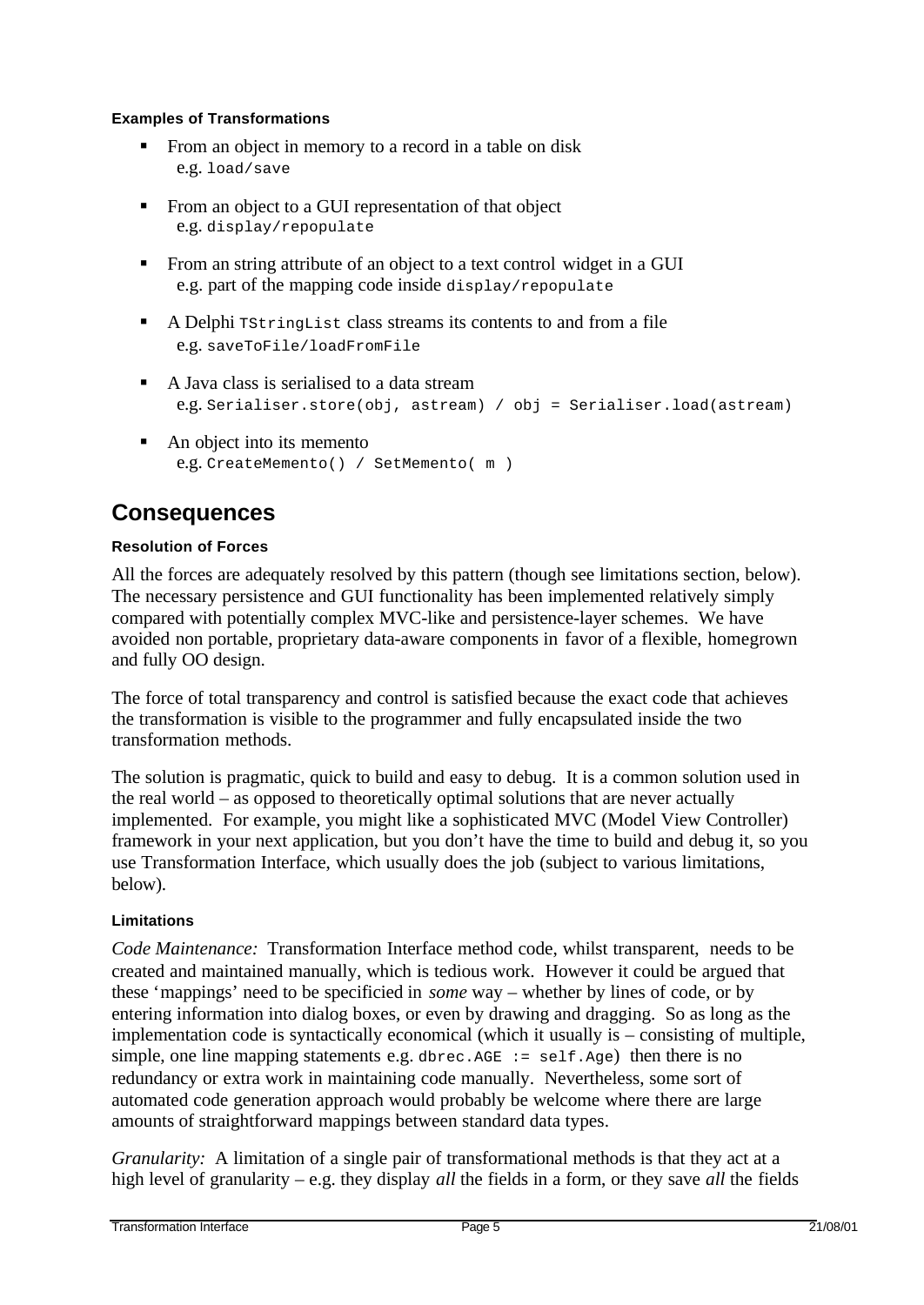#### Examples of Transformations

- From an object in memory to a record in a table on disk
  e.g. `load/save`
- From an object to a GUI representation of that object
  e.g. `display/repopulate`
- From an string attribute of an object to a text control widget in a GUI
  e.g. part of the mapping code inside `display/repopulate`
- A Delphi `TStringList` class streams its contents to and from a file
  e.g. `saveToFile/loadFromFile`
- A Java class is serialised to a data stream
  e.g. `Serialiser.store(obj, astream) / obj = Serialiser.load(astream)`
- An object into its memento
  e.g. `CreateMemento() / SetMemento( m )`

## Consequences

#### Resolution of Forces

All the forces are adequately resolved by this pattern (though see limitations section, below). The necessary persistence and GUI functionality has been implemented relatively simply compared with potentially complex MVC-like and persistence-layer schemes. We have avoided non portable, proprietary data-aware components in favor of a flexible, homegrown and fully OO design.

The force of total transparency and control is satisfied because the exact code that achieves the transformation is visible to the programmer and fully encapsulated inside the two transformation methods.

The solution is pragmatic, quick to build and easy to debug. It is a common solution used in the real world – as opposed to theoretically optimal solutions that are never actually implemented. For example, you might like a sophisticated MVC (Model View Controller) framework in your next application, but you don't have the time to build and debug it, so you use Transformation Interface, which usually does the job (subject to various limitations, below).

#### Limitations

*Code Maintenance:* Transformation Interface method code, whilst transparent, needs to be created and maintained manually, which is tedious work. However it could be argued that these 'mappings' need to be specificied in *some* way – whether by lines of code, or by entering information into dialog boxes, or even by drawing and dragging. So as long as the implementation code is syntactically economical (which it usually is – consisting of multiple, simple, one line mapping statements e.g. `dbrec.AGE := self.Age`) then there is no redundancy or extra work in maintaining code manually. Nevertheless, some sort of automated code generation approach would probably be welcome where there are large amounts of straightforward mappings between standard data types.

*Granularity:* A limitation of a single pair of transformational methods is that they act at a high level of granularity – e.g. they display *all* the fields in a form, or they save *all* the fields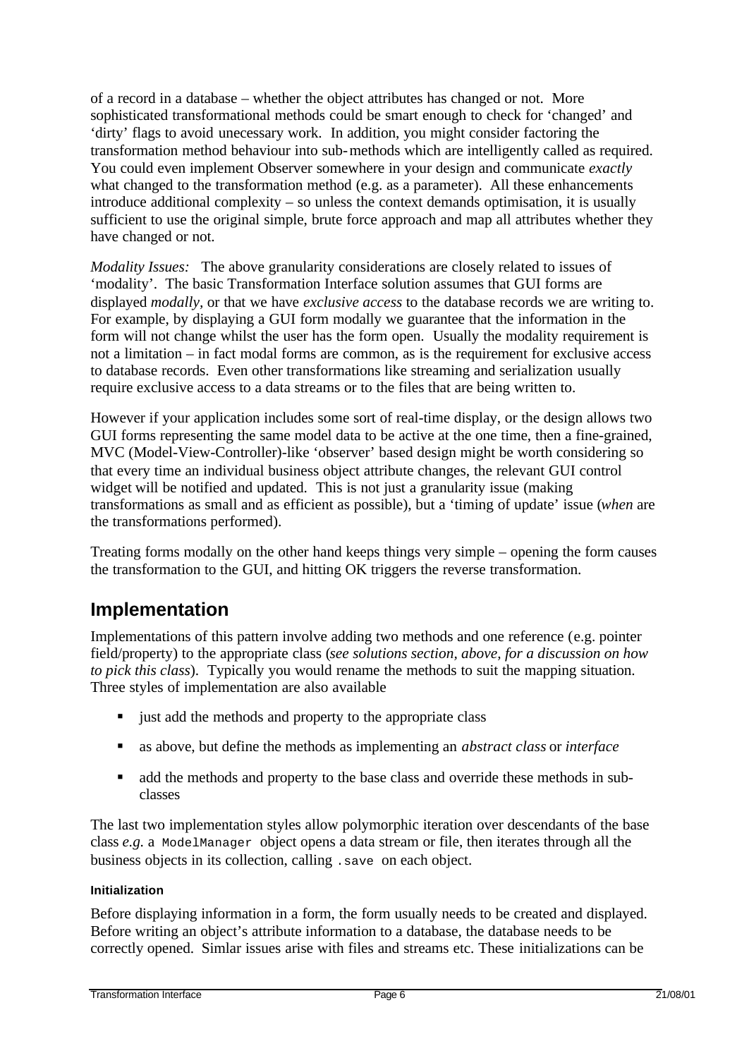of a record in a database – whether the object attributes has changed or not. More sophisticated transformational methods could be smart enough to check for 'changed' and 'dirty' flags to avoid unecessary work. In addition, you might consider factoring the transformation method behaviour into sub-methods which are intelligently called as required. You could even implement Observer somewhere in your design and communicate *exactly* what changed to the transformation method (e.g. as a parameter). All these enhancements introduce additional complexity – so unless the context demands optimisation, it is usually sufficient to use the original simple, brute force approach and map all attributes whether they have changed or not.

*Modality Issues:* The above granularity considerations are closely related to issues of 'modality'. The basic Transformation Interface solution assumes that GUI forms are displayed *modally*, or that we have *exclusive access* to the database records we are writing to. For example, by displaying a GUI form modally we guarantee that the information in the form will not change whilst the user has the form open. Usually the modality requirement is not a limitation – in fact modal forms are common, as is the requirement for exclusive access to database records. Even other transformations like streaming and serialization usually require exclusive access to a data streams or to the files that are being written to.

However if your application includes some sort of real-time display, or the design allows two GUI forms representing the same model data to be active at the one time, then a fine-grained, MVC (Model-View-Controller)-like 'observer' based design might be worth considering so that every time an individual business object attribute changes, the relevant GUI control widget will be notified and updated. This is not just a granularity issue (making transformations as small and as efficient as possible), but a 'timing of update' issue (*when* are the transformations performed).

Treating forms modally on the other hand keeps things very simple – opening the form causes the transformation to the GUI, and hitting OK triggers the reverse transformation.

## Implementation

Implementations of this pattern involve adding two methods and one reference (e.g. pointer field/property) to the appropriate class (*see solutions section, above, for a discussion on how to pick this class*). Typically you would rename the methods to suit the mapping situation. Three styles of implementation are also available

- just add the methods and property to the appropriate class
- as above, but define the methods as implementing an *abstract class* or *interface*
- add the methods and property to the base class and override these methods in sub-classes

The last two implementation styles allow polymorphic iteration over descendants of the base class *e.g.* a `ModelManager` object opens a data stream or file, then iterates through all the business objects in its collection, calling `.save` on each object.

#### Initialization

Before displaying information in a form, the form usually needs to be created and displayed. Before writing an object's attribute information to a database, the database needs to be correctly opened. Simlar issues arise with files and streams etc. These initializations can be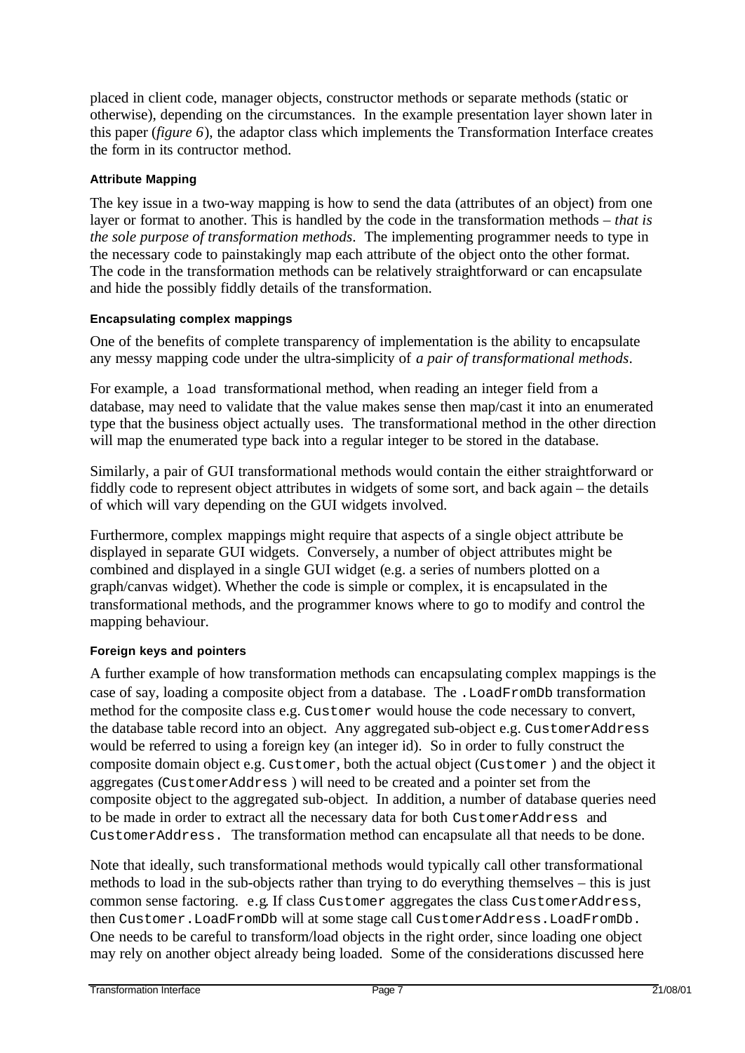placed in client code, manager objects, constructor methods or separate methods (static or otherwise), depending on the circumstances. In the example presentation layer shown later in this paper (*figure 6*), the adaptor class which implements the Transformation Interface creates the form in its contructor method.

#### Attribute Mapping

The key issue in a two-way mapping is how to send the data (attributes of an object) from one layer or format to another. This is handled by the code in the transformation methods – *that is the sole purpose of transformation methods*. The implementing programmer needs to type in the necessary code to painstakingly map each attribute of the object onto the other format. The code in the transformation methods can be relatively straightforward or can encapsulate and hide the possibly fiddly details of the transformation.

#### Encapsulating complex mappings

One of the benefits of complete transparency of implementation is the ability to encapsulate any messy mapping code under the ultra-simplicity of *a pair of transformational methods*.

For example, a `load` transformational method, when reading an integer field from a database, may need to validate that the value makes sense then map/cast it into an enumerated type that the business object actually uses. The transformational method in the other direction will map the enumerated type back into a regular integer to be stored in the database.

Similarly, a pair of GUI transformational methods would contain the either straightforward or fiddly code to represent object attributes in widgets of some sort, and back again – the details of which will vary depending on the GUI widgets involved.

Furthermore, complex mappings might require that aspects of a single object attribute be displayed in separate GUI widgets. Conversely, a number of object attributes might be combined and displayed in a single GUI widget (e.g. a series of numbers plotted on a graph/canvas widget). Whether the code is simple or complex, it is encapsulated in the transformational methods, and the programmer knows where to go to modify and control the mapping behaviour.

#### Foreign keys and pointers

A further example of how transformation methods can encapsulating complex mappings is the case of say, loading a composite object from a database. The `.LoadFromDb` transformation method for the composite class e.g. `Customer` would house the code necessary to convert, the database table record into an object. Any aggregated sub-object e.g. `CustomerAddress` would be referred to using a foreign key (an integer id). So in order to fully construct the composite domain object e.g. `Customer`, both the actual object (`Customer` ) and the object it aggregates (`CustomerAddress` ) will need to be created and a pointer set from the composite object to the aggregated sub-object. In addition, a number of database queries need to be made in order to extract all the necessary data for both `CustomerAddress` and `CustomerAddress.` The transformation method can encapsulate all that needs to be done.

Note that ideally, such transformational methods would typically call other transformational methods to load in the sub-objects rather than trying to do everything themselves – this is just common sense factoring. e.g. If class `Customer` aggregates the class `CustomerAddress`, then `Customer.LoadFromDb` will at some stage call `CustomerAddress.LoadFromDb.` One needs to be careful to transform/load objects in the right order, since loading one object may rely on another object already being loaded. Some of the considerations discussed here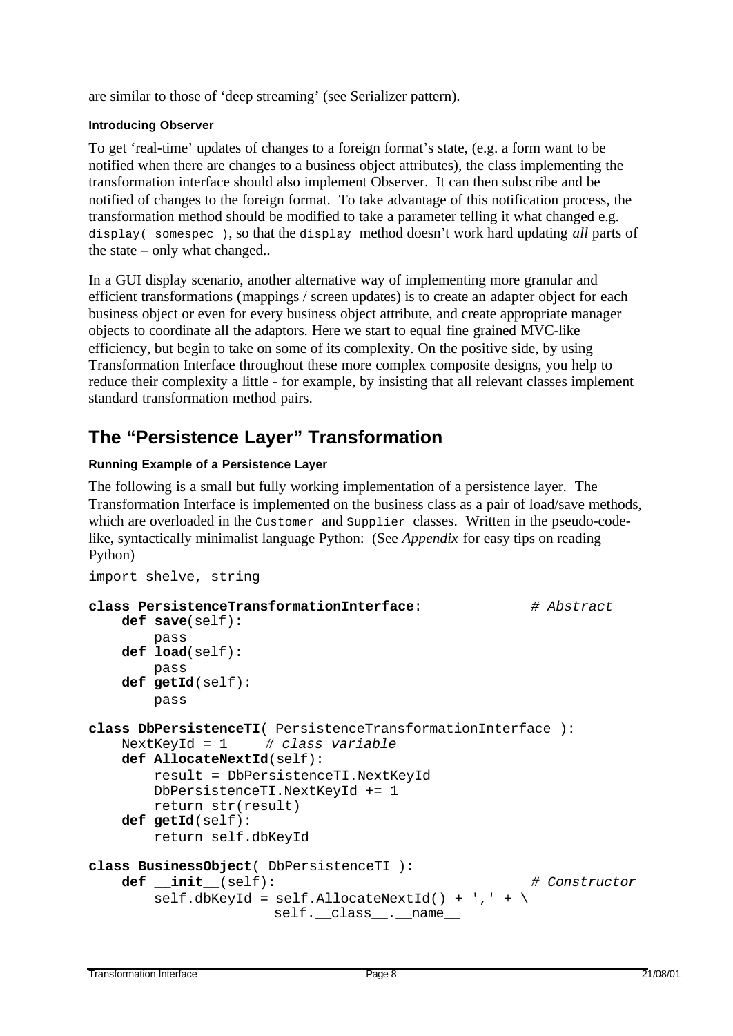are similar to those of 'deep streaming' (see Serializer pattern).

#### Introducing Observer

To get 'real-time' updates of changes to a foreign format's state, (e.g. a form want to be notified when there are changes to a business object attributes), the class implementing the transformation interface should also implement Observer. It can then subscribe and be notified of changes to the foreign format. To take advantage of this notification process, the transformation method should be modified to take a parameter telling it what changed e.g. `display( somespec )`, so that the `display` method doesn't work hard updating *all* parts of the state – only what changed..

In a GUI display scenario, another alternative way of implementing more granular and efficient transformations (mappings / screen updates) is to create an adapter object for each business object or even for every business object attribute, and create appropriate manager objects to coordinate all the adaptors. Here we start to equal fine grained MVC-like efficiency, but begin to take on some of its complexity. On the positive side, by using Transformation Interface throughout these more complex composite designs, you help to reduce their complexity a little - for example, by insisting that all relevant classes implement standard transformation method pairs.

## The "Persistence Layer" Transformation

#### Running Example of a Persistence Layer

The following is a small but fully working implementation of a persistence layer. The Transformation Interface is implemented on the business class as a pair of load/save methods, which are overloaded in the `Customer` and `Supplier` classes. Written in the pseudo-code-like, syntactically minimalist language Python: (See *Appendix* for easy tips on reading Python)

```
import shelve, string

class PersistenceTransformationInterface:           # Abstract
    def save(self):
        pass
    def load(self):
        pass
    def getId(self):
        pass

class DbPersistenceTI( PersistenceTransformationInterface ):
    NextKeyId = 1    # class variable
    def AllocateNextId(self):
        result = DbPersistenceTI.NextKeyId
        DbPersistenceTI.NextKeyId += 1
        return str(result)
    def getId(self):
        return self.dbKeyId

class BusinessObject( DbPersistenceTI ):
    def __init__(self):                             # Constructor
        self.dbKeyId = self.AllocateNextId() + ',' + \
                       self.__class__.__name__
```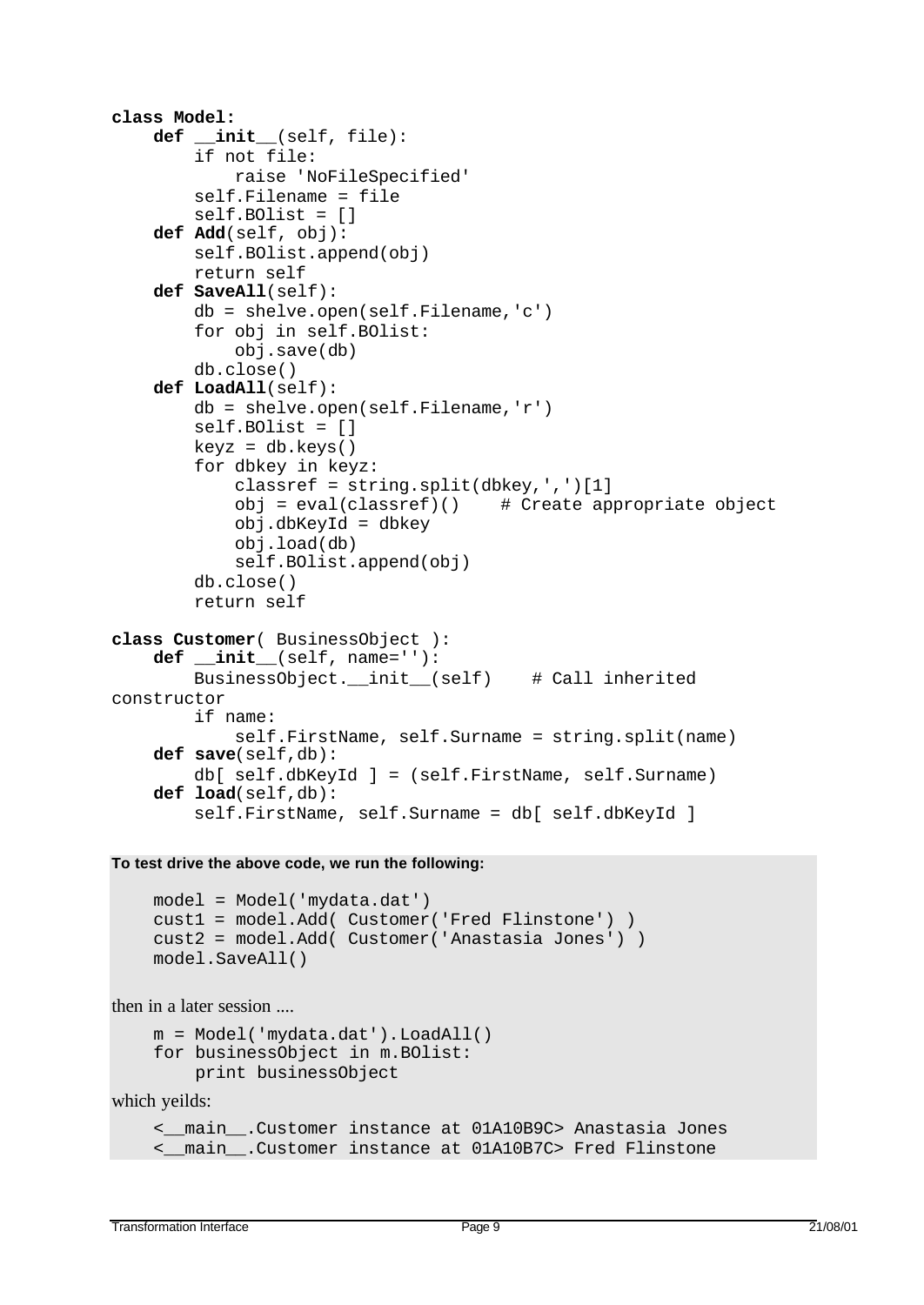```
class Model:
    def __init__(self, file):
        if not file:
            raise 'NoFileSpecified'
        self.Filename = file
        self.BOlist = []
    def Add(self, obj):
        self.BOlist.append(obj)
        return self
    def SaveAll(self):
        db = shelve.open(self.Filename,'c')
        for obj in self.BOlist:
            obj.save(db)
        db.close()
    def LoadAll(self):
        db = shelve.open(self.Filename,'r')
        self.BOlist = []
        keyz = db.keys()
        for dbkey in keyz:
            classref = string.split(dbkey,',')[1]
            obj = eval(classref)()    # Create appropriate object
            obj.dbKeyId = dbkey
            obj.load(db)
            self.BOlist.append(obj)
        db.close()
        return self

class Customer( BusinessObject ):
    def __init__(self, name=''):
        BusinessObject.__init__(self)    # Call inherited
constructor
        if name:
            self.FirstName, self.Surname = string.split(name)
    def save(self,db):
        db[ self.dbKeyId ] = (self.FirstName, self.Surname)
    def load(self,db):
        self.FirstName, self.Surname = db[ self.dbKeyId ]
```

**To test drive the above code, we run the following:**

```
model = Model('mydata.dat')
cust1 = model.Add( Customer('Fred Flinstone') )
cust2 = model.Add( Customer('Anastasia Jones') )
model.SaveAll()
```

then in a later session ....

```
m = Model('mydata.dat').LoadAll()
for businessObject in m.BOlist:
    print businessObject
```

which yeilds:

```
<__main__.Customer instance at 01A10B9C> Anastasia Jones
<__main__.Customer instance at 01A10B7C> Fred Flinstone
```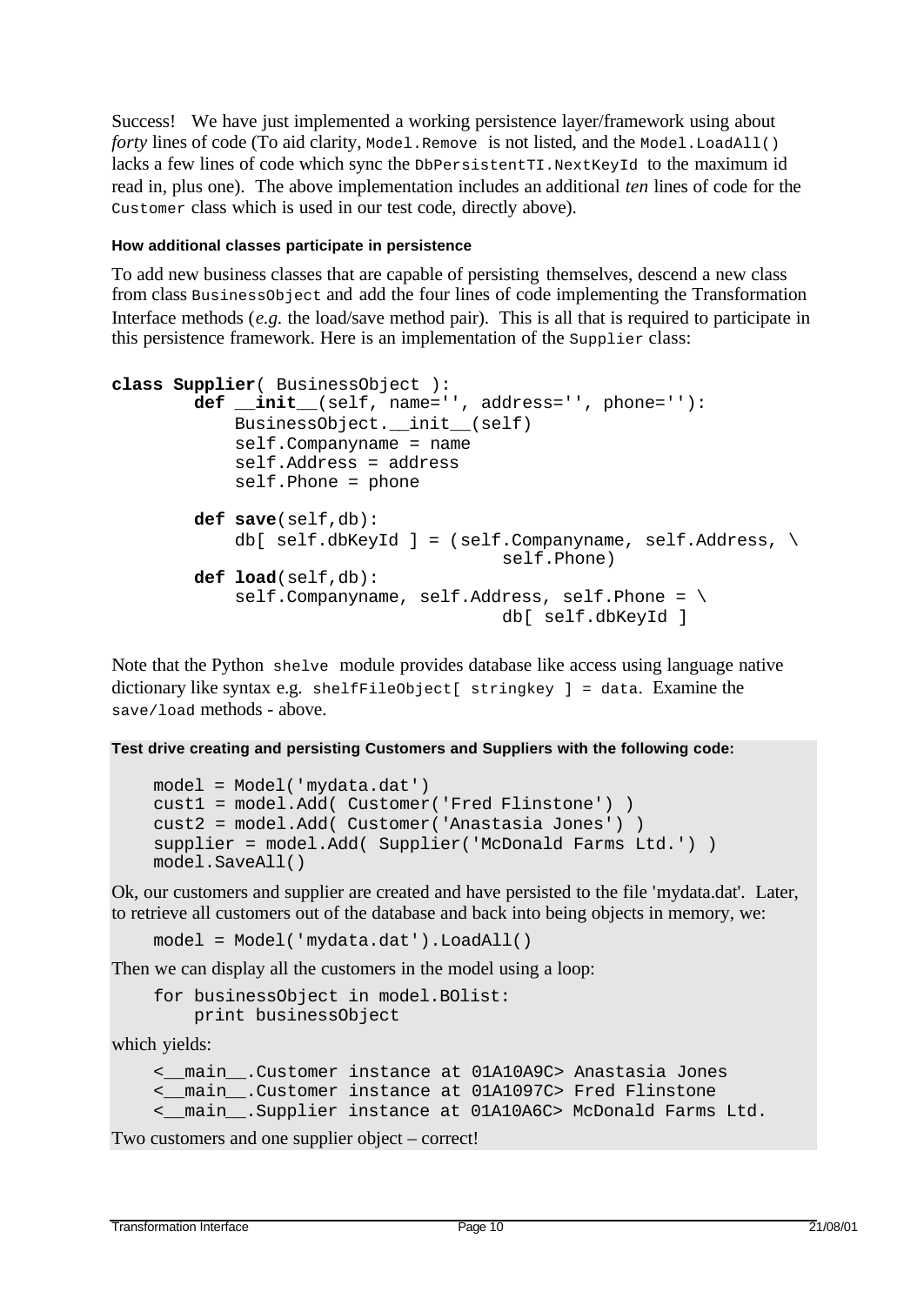Success! We have just implemented a working persistence layer/framework using about *forty* lines of code (To aid clarity, `Model.Remove` is not listed, and the `Model.LoadAll()` lacks a few lines of code which sync the `DbPersistentTI.NextKeyId` to the maximum id read in, plus one). The above implementation includes an additional *ten* lines of code for the `Customer` class which is used in our test code, directly above).

#### How additional classes participate in persistence

To add new business classes that are capable of persisting themselves, descend a new class from class `BusinessObject` and add the four lines of code implementing the Transformation Interface methods (*e.g.* the load/save method pair). This is all that is required to participate in this persistence framework. Here is an implementation of the `Supplier` class:

```
class Supplier( BusinessObject ):
        def __init__(self, name='', address='', phone=''):
            BusinessObject.__init__(self)
            self.Companyname = name
            self.Address = address
            self.Phone = phone

        def save(self,db):
            db[ self.dbKeyId ] = (self.Companyname, self.Address, \
                                  self.Phone)
        def load(self,db):
            self.Companyname, self.Address, self.Phone = \
                                  db[ self.dbKeyId ]
```

Note that the Python `shelve` module provides database like access using language native dictionary like syntax e.g. `shelfFileObject[ stringkey ] = data`. Examine the `save/load` methods - above.

**Test drive creating and persisting Customers and Suppliers with the following code:**

```
model = Model('mydata.dat')
cust1 = model.Add( Customer('Fred Flinstone') )
cust2 = model.Add( Customer('Anastasia Jones') )
supplier = model.Add( Supplier('McDonald Farms Ltd.') )
model.SaveAll()
```

Ok, our customers and supplier are created and have persisted to the file 'mydata.dat'. Later, to retrieve all customers out of the database and back into being objects in memory, we:

```
model = Model('mydata.dat').LoadAll()
```

Then we can display all the customers in the model using a loop:

```
for businessObject in model.BOlist:
    print businessObject
```

which yields:

```
<__main__.Customer instance at 01A10A9C> Anastasia Jones
<__main__.Customer instance at 01A1097C> Fred Flinstone
<__main__.Supplier instance at 01A10A6C> McDonald Farms Ltd.
```

Two customers and one supplier object – correct!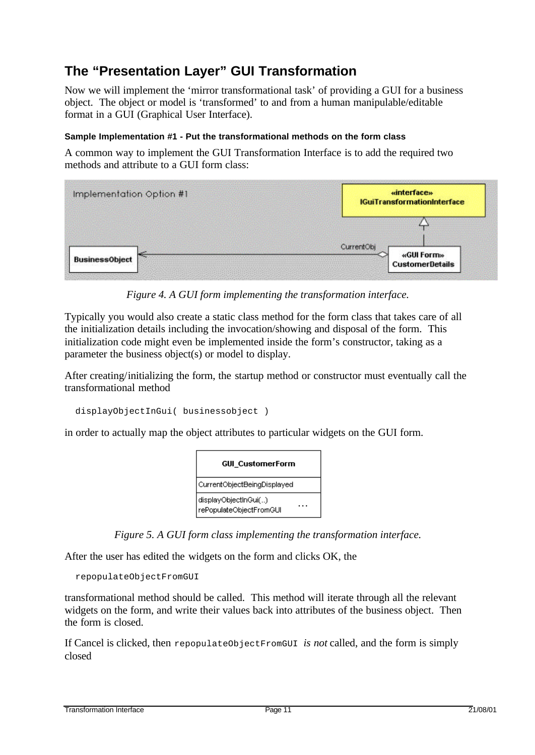## The "Presentation Layer" GUI Transformation

Now we will implement the 'mirror transformational task' of providing a GUI for a business object. The object or model is 'transformed' to and from a human manipulable/editable format in a GUI (Graphical User Interface).

#### Sample Implementation #1 - Put the transformational methods on the form class

A common way to implement the GUI Transformation Interface is to add the required two methods and attribute to a GUI form class:

*Figure 4. A GUI form implementing the transformation interface.*

Typically you would also create a static class method for the form class that takes care of all the initialization details including the invocation/showing and disposal of the form. This initialization code might even be implemented inside the form's constructor, taking as a parameter the business object(s) or model to display.

After creating/initializing the form, the startup method or constructor must eventually call the transformational method

```
displayObjectInGui( businessobject )
```

in order to actually map the object attributes to particular widgets on the GUI form.

*Figure 5. A GUI form class implementing the transformation interface.*

After the user has edited the widgets on the form and clicks OK, the

```
repopulateObjectFromGUI
```

transformational method should be called. This method will iterate through all the relevant widgets on the form, and write their values back into attributes of the business object. Then the form is closed.

If Cancel is clicked, then `repopulateObjectFromGUI` *is not* called, and the form is simply closed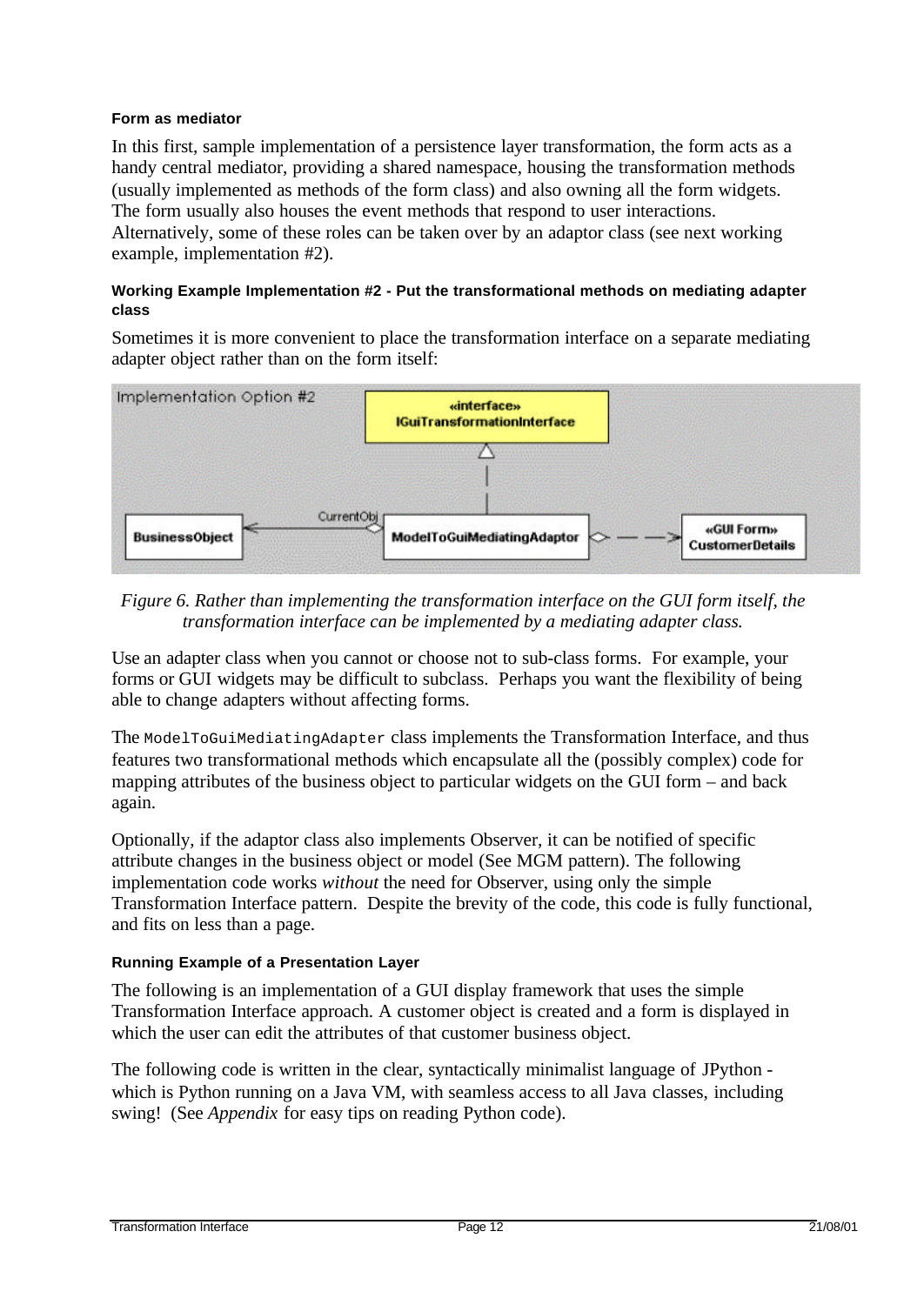#### Form as mediator

In this first, sample implementation of a persistence layer transformation, the form acts as a handy central mediator, providing a shared namespace, housing the transformation methods (usually implemented as methods of the form class) and also owning all the form widgets. The form usually also houses the event methods that respond to user interactions. Alternatively, some of these roles can be taken over by an adaptor class (see next working example, implementation #2).

#### Working Example Implementation #2 - Put the transformational methods on mediating adapter class

Sometimes it is more convenient to place the transformation interface on a separate mediating adapter object rather than on the form itself:

*Figure 6. Rather than implementing the transformation interface on the GUI form itself, the transformation interface can be implemented by a mediating adapter class.*

Use an adapter class when you cannot or choose not to sub-class forms. For example, your forms or GUI widgets may be difficult to subclass. Perhaps you want the flexibility of being able to change adapters without affecting forms.

The `ModelToGuiMediatingAdapter` class implements the Transformation Interface, and thus features two transformational methods which encapsulate all the (possibly complex) code for mapping attributes of the business object to particular widgets on the GUI form – and back again.

Optionally, if the adaptor class also implements Observer, it can be notified of specific attribute changes in the business object or model (See MGM pattern). The following implementation code works *without* the need for Observer, using only the simple Transformation Interface pattern. Despite the brevity of the code, this code is fully functional, and fits on less than a page.

#### Running Example of a Presentation Layer

The following is an implementation of a GUI display framework that uses the simple Transformation Interface approach. A customer object is created and a form is displayed in which the user can edit the attributes of that customer business object.

The following code is written in the clear, syntactically minimalist language of JPython - which is Python running on a Java VM, with seamless access to all Java classes, including swing! (See *Appendix* for easy tips on reading Python code).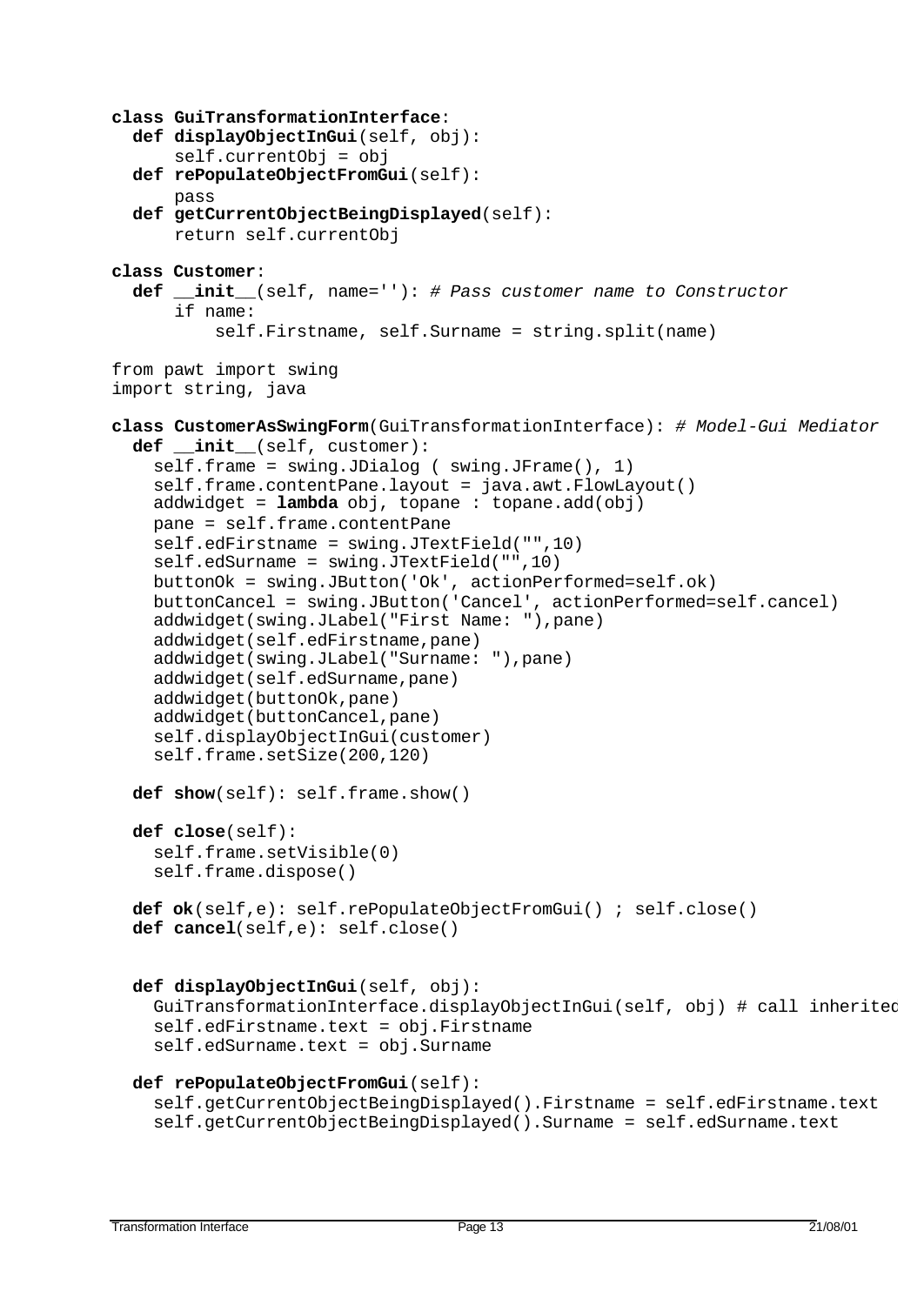```python
class GuiTransformationInterface:
  def displayObjectInGui(self, obj):
      self.currentObj = obj
  def rePopulateObjectFromGui(self):
      pass
  def getCurrentObjectBeingDisplayed(self):
      return self.currentObj

class Customer:
  def __init__(self, name=''): # Pass customer name to Constructor
      if name:
          self.Firstname, self.Surname = string.split(name)

from pawt import swing
import string, java

class CustomerAsSwingForm(GuiTransformationInterface): # Model-Gui Mediator
  def __init__(self, customer):
    self.frame = swing.JDialog ( swing.JFrame(), 1)
    self.frame.contentPane.layout = java.awt.FlowLayout()
    addwidget = lambda obj, topane : topane.add(obj)
    pane = self.frame.contentPane
    self.edFirstname = swing.JTextField("",10)
    self.edSurname = swing.JTextField("",10)
    buttonOk = swing.JButton('Ok', actionPerformed=self.ok)
    buttonCancel = swing.JButton('Cancel', actionPerformed=self.cancel)
    addwidget(swing.JLabel("First Name: "),pane)
    addwidget(self.edFirstname,pane)
    addwidget(swing.JLabel("Surname: "),pane)
    addwidget(self.edSurname,pane)
    addwidget(buttonOk,pane)
    addwidget(buttonCancel,pane)
    self.displayObjectInGui(customer)
    self.frame.setSize(200,120)

  def show(self): self.frame.show()

  def close(self):
    self.frame.setVisible(0)
    self.frame.dispose()

  def ok(self,e): self.rePopulateObjectFromGui() ; self.close()
  def cancel(self,e): self.close()


  def displayObjectInGui(self, obj):
    GuiTransformationInterface.displayObjectInGui(self, obj) # call inherited
    self.edFirstname.text = obj.Firstname
    self.edSurname.text = obj.Surname

  def rePopulateObjectFromGui(self):
    self.getCurrentObjectBeingDisplayed().Firstname = self.edFirstname.text
    self.getCurrentObjectBeingDisplayed().Surname = self.edSurname.text
```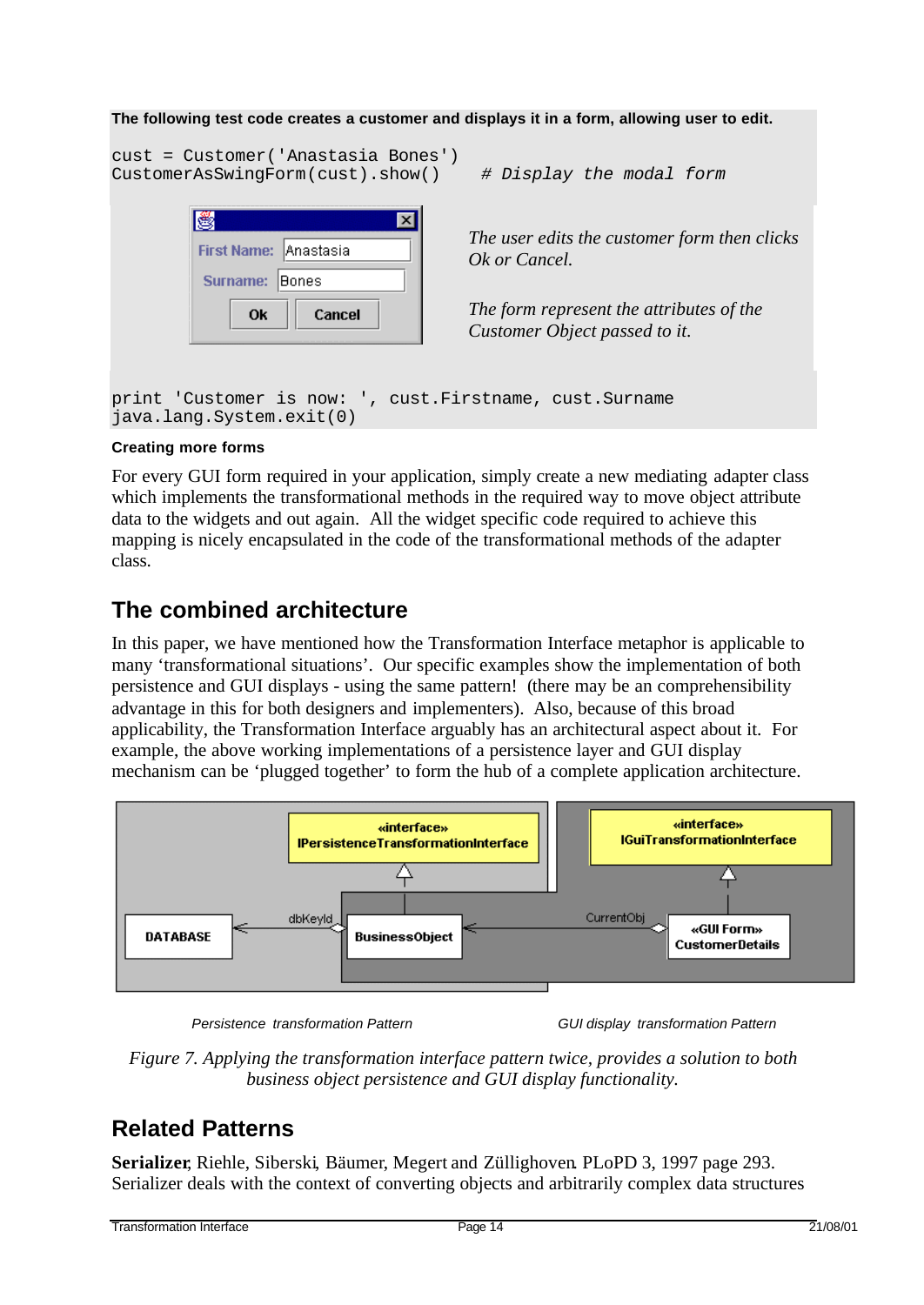**The following test code creates a customer and displays it in a form, allowing user to edit.**

```
cust = Customer('Anastasia Bones')
CustomerAsSwingForm(cust).show()    # Display the modal form
```

*The user edits the customer form then clicks Ok or Cancel.*

*The form represent the attributes of the Customer Object passed to it.*

```
print 'Customer is now: ', cust.Firstname, cust.Surname
java.lang.System.exit(0)
```

**Creating more forms**

For every GUI form required in your application, simply create a new mediating adapter class which implements the transformational methods in the required way to move object attribute data to the widgets and out again. All the widget specific code required to achieve this mapping is nicely encapsulated in the code of the transformational methods of the adapter class.

## The combined architecture

In this paper, we have mentioned how the Transformation Interface metaphor is applicable to many 'transformational situations'. Our specific examples show the implementation of both persistence and GUI displays - using the same pattern! (there may be an comprehensibility advantage in this for both designers and implementers). Also, because of this broad applicability, the Transformation Interface arguably has an architectural aspect about it. For example, the above working implementations of a persistence layer and GUI display mechanism can be 'plugged together' to form the hub of a complete application architecture.

*Persistence transformation Pattern*    *GUI display transformation Pattern*

*Figure 7. Applying the transformation interface pattern twice, provides a solution to both business object persistence and GUI display functionality.*

## Related Patterns

**Serializer**, Riehle, Siberski, Bäumer, Megert and Züllighoven. PLoPD 3, 1997 page 293. Serializer deals with the context of converting objects and arbitrarily complex data structures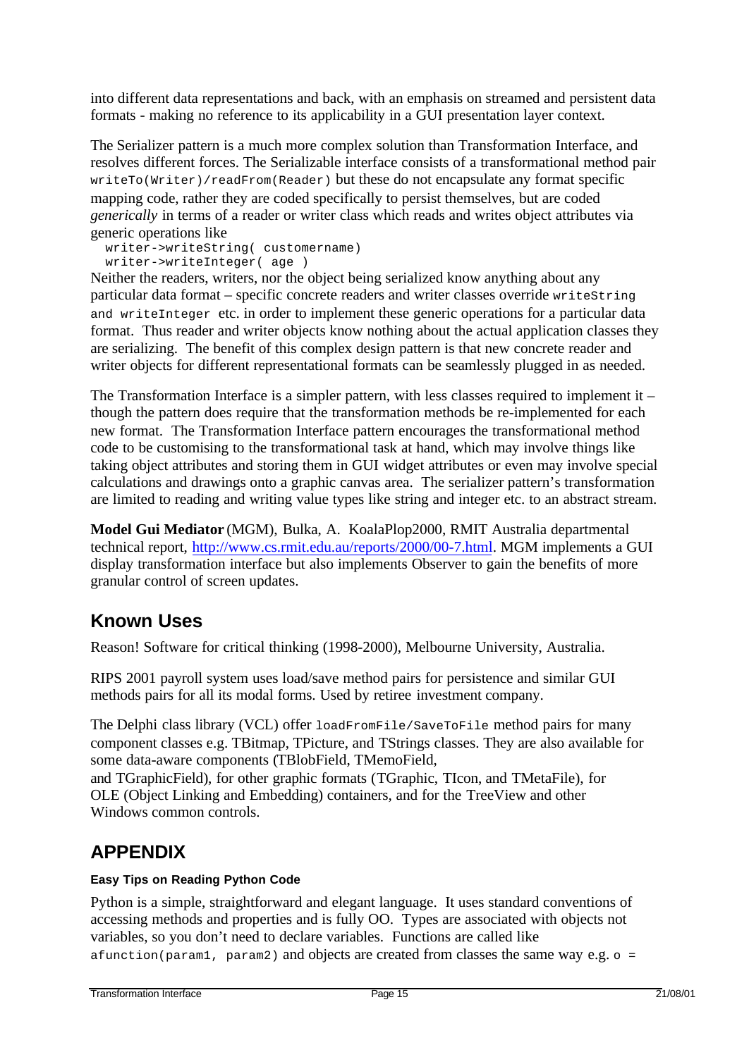into different data representations and back, with an emphasis on streamed and persistent data formats - making no reference to its applicability in a GUI presentation layer context.

The Serializer pattern is a much more complex solution than Transformation Interface, and resolves different forces. The Serializable interface consists of a transformational method pair `writeTo(Writer)/readFrom(Reader)` but these do not encapsulate any format specific mapping code, rather they are coded specifically to persist themselves, but are coded *generically* in terms of a reader or writer class which reads and writes object attributes via generic operations like

```
writer->writeString( customername)
writer->writeInteger( age )
```

Neither the readers, writers, nor the object being serialized know anything about any particular data format – specific concrete readers and writer classes override `writeString and writeInteger` etc. in order to implement these generic operations for a particular data format. Thus reader and writer objects know nothing about the actual application classes they are serializing. The benefit of this complex design pattern is that new concrete reader and writer objects for different representational formats can be seamlessly plugged in as needed.

The Transformation Interface is a simpler pattern, with less classes required to implement it – though the pattern does require that the transformation methods be re-implemented for each new format. The Transformation Interface pattern encourages the transformational method code to be customising to the transformational task at hand, which may involve things like taking object attributes and storing them in GUI widget attributes or even may involve special calculations and drawings onto a graphic canvas area. The serializer pattern's transformation are limited to reading and writing value types like string and integer etc. to an abstract stream.

**Model Gui Mediator** (MGM), Bulka, A. KoalaPlop2000, RMIT Australia departmental technical report, http://www.cs.rmit.edu.au/reports/2000/00-7.html. MGM implements a GUI display transformation interface but also implements Observer to gain the benefits of more granular control of screen updates.

## Known Uses

Reason! Software for critical thinking (1998-2000), Melbourne University, Australia.

RIPS 2001 payroll system uses load/save method pairs for persistence and similar GUI methods pairs for all its modal forms. Used by retiree investment company.

The Delphi class library (VCL) offer `loadFromFile/SaveToFile` method pairs for many component classes e.g. TBitmap, TPicture, and TStrings classes. They are also available for some data-aware components (TBlobField, TMemoField, and TGraphicField), for other graphic formats (TGraphic, TIcon, and TMetaFile), for OLE (Object Linking and Embedding) containers, and for the TreeView and other Windows common controls.

## APPENDIX

#### Easy Tips on Reading Python Code

Python is a simple, straightforward and elegant language. It uses standard conventions of accessing methods and properties and is fully OO. Types are associated with objects not variables, so you don't need to declare variables. Functions are called like `afunction(param1, param2)` and objects are created from classes the same way e.g. `o =`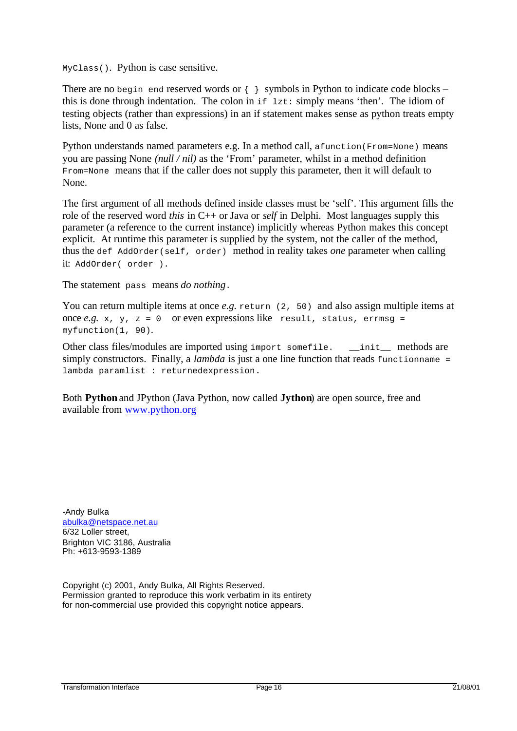`MyClass()`. Python is case sensitive.

There are no `begin end` reserved words or `{ }` symbols in Python to indicate code blocks – this is done through indentation. The colon in `if lzt:` simply means 'then'. The idiom of testing objects (rather than expressions) in an if statement makes sense as python treats empty lists, None and 0 as false.

Python understands named parameters e.g. In a method call, `afunction(From=None)` means you are passing None *(null / nil)* as the 'From' parameter, whilst in a method definition `From=None` means that if the caller does not supply this parameter, then it will default to None.

The first argument of all methods defined inside classes must be 'self'. This argument fills the role of the reserved word *this* in C++ or Java or *self* in Delphi. Most languages supply this parameter (a reference to the current instance) implicitly whereas Python makes this concept explicit. At runtime this parameter is supplied by the system, not the caller of the method, thus the `def AddOrder(self, order)` method in reality takes *one* parameter when calling it: `AddOrder( order )`.

The statement `pass` means *do nothing*.

You can return multiple items at once *e.g.* `return (2, 50)` and also assign multiple items at once *e.g.* `x, y, z = 0` or even expressions like `result, status, errmsg = myfunction(1, 90)`.

Other class files/modules are imported using `import somefile`. `__init__` methods are simply constructors. Finally, a *lambda* is just a one line function that reads `functionname = lambda paramlist : returnedexpression`.

Both **Python** and JPython (Java Python, now called **Jython**) are open source, free and available from [www.python.org](http://www.python.org)

-Andy Bulka
abulka@netspace.net.au
6/32 Loller street,
Brighton VIC 3186, Australia
Ph: +613-9593-1389

Copyright (c) 2001, Andy Bulka, All Rights Reserved.
Permission granted to reproduce this work verbatim in its entirety
for non-commercial use provided this copyright notice appears.